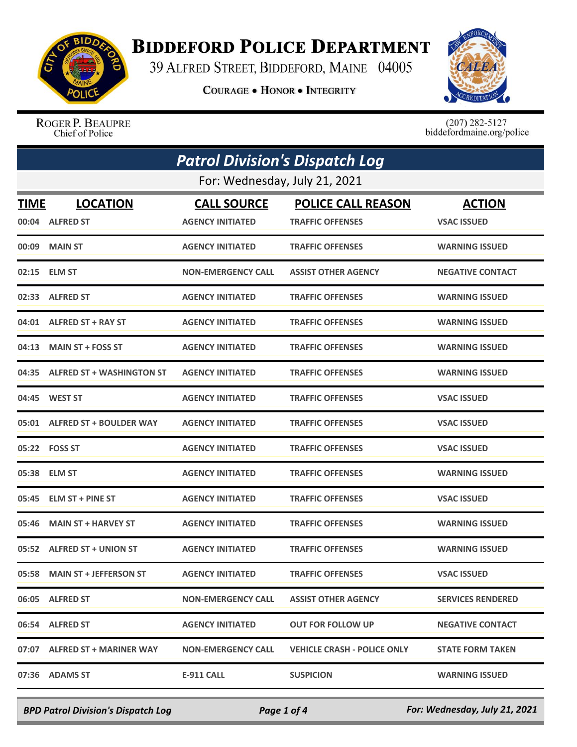# Biddeford Police Department

39 Alfred Street, Biddeford, Maine 04005

**Courage • Honor • Integrity**

Roger P. Beaupre
Chief of Police

(207) 282-5127
biddefordmaine.org/police

## *Patrol Division's Dispatch Log*

For: Wednesday, July 21, 2021

| TIME | LOCATION | CALL SOURCE | POLICE CALL REASON | ACTION |
|---|---|---|---|---|
| 00:04 | ALFRED ST | AGENCY INITIATED | TRAFFIC OFFENSES | VSAC ISSUED |
| 00:09 | MAIN ST | AGENCY INITIATED | TRAFFIC OFFENSES | WARNING ISSUED |
| 02:15 | ELM ST | NON-EMERGENCY CALL | ASSIST OTHER AGENCY | NEGATIVE CONTACT |
| 02:33 | ALFRED ST | AGENCY INITIATED | TRAFFIC OFFENSES | WARNING ISSUED |
| 04:01 | ALFRED ST + RAY ST | AGENCY INITIATED | TRAFFIC OFFENSES | WARNING ISSUED |
| 04:13 | MAIN ST + FOSS ST | AGENCY INITIATED | TRAFFIC OFFENSES | WARNING ISSUED |
| 04:35 | ALFRED ST + WASHINGTON ST | AGENCY INITIATED | TRAFFIC OFFENSES | WARNING ISSUED |
| 04:45 | WEST ST | AGENCY INITIATED | TRAFFIC OFFENSES | VSAC ISSUED |
| 05:01 | ALFRED ST + BOULDER WAY | AGENCY INITIATED | TRAFFIC OFFENSES | VSAC ISSUED |
| 05:22 | FOSS ST | AGENCY INITIATED | TRAFFIC OFFENSES | VSAC ISSUED |
| 05:38 | ELM ST | AGENCY INITIATED | TRAFFIC OFFENSES | WARNING ISSUED |
| 05:45 | ELM ST + PINE ST | AGENCY INITIATED | TRAFFIC OFFENSES | VSAC ISSUED |
| 05:46 | MAIN ST + HARVEY ST | AGENCY INITIATED | TRAFFIC OFFENSES | WARNING ISSUED |
| 05:52 | ALFRED ST + UNION ST | AGENCY INITIATED | TRAFFIC OFFENSES | WARNING ISSUED |
| 05:58 | MAIN ST + JEFFERSON ST | AGENCY INITIATED | TRAFFIC OFFENSES | VSAC ISSUED |
| 06:05 | ALFRED ST | NON-EMERGENCY CALL | ASSIST OTHER AGENCY | SERVICES RENDERED |
| 06:54 | ALFRED ST | AGENCY INITIATED | OUT FOR FOLLOW UP | NEGATIVE CONTACT |
| 07:07 | ALFRED ST + MARINER WAY | NON-EMERGENCY CALL | VEHICLE CRASH - POLICE ONLY | STATE FORM TAKEN |
| 07:36 | ADAMS ST | E-911 CALL | SUSPICION | WARNING ISSUED |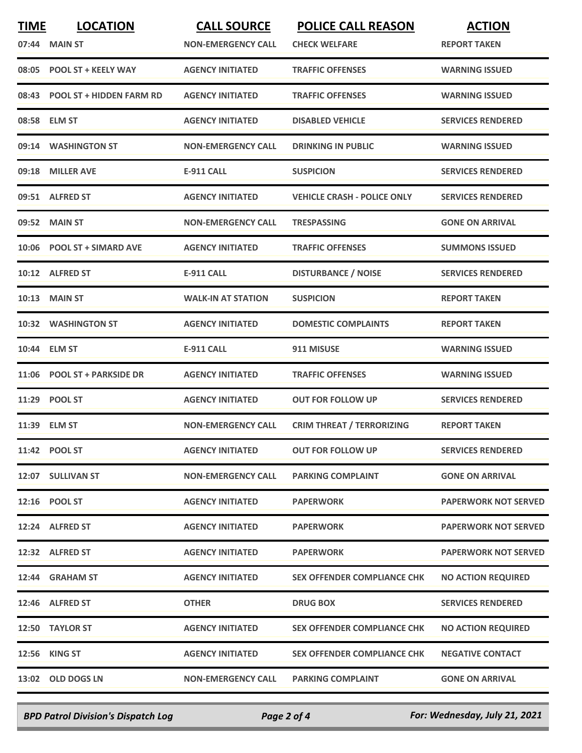| TIME | LOCATION | CALL SOURCE | POLICE CALL REASON | ACTION |
|---|---|---|---|---|
| 07:44 | MAIN ST | NON-EMERGENCY CALL | CHECK WELFARE | REPORT TAKEN |
| 08:05 | POOL ST + KEELY WAY | AGENCY INITIATED | TRAFFIC OFFENSES | WARNING ISSUED |
| 08:43 | POOL ST + HIDDEN FARM RD | AGENCY INITIATED | TRAFFIC OFFENSES | WARNING ISSUED |
| 08:58 | ELM ST | AGENCY INITIATED | DISABLED VEHICLE | SERVICES RENDERED |
| 09:14 | WASHINGTON ST | NON-EMERGENCY CALL | DRINKING IN PUBLIC | WARNING ISSUED |
| 09:18 | MILLER AVE | E-911 CALL | SUSPICION | SERVICES RENDERED |
| 09:51 | ALFRED ST | AGENCY INITIATED | VEHICLE CRASH - POLICE ONLY | SERVICES RENDERED |
| 09:52 | MAIN ST | NON-EMERGENCY CALL | TRESPASSING | GONE ON ARRIVAL |
| 10:06 | POOL ST + SIMARD AVE | AGENCY INITIATED | TRAFFIC OFFENSES | SUMMONS ISSUED |
| 10:12 | ALFRED ST | E-911 CALL | DISTURBANCE / NOISE | SERVICES RENDERED |
| 10:13 | MAIN ST | WALK-IN AT STATION | SUSPICION | REPORT TAKEN |
| 10:32 | WASHINGTON ST | AGENCY INITIATED | DOMESTIC COMPLAINTS | REPORT TAKEN |
| 10:44 | ELM ST | E-911 CALL | 911 MISUSE | WARNING ISSUED |
| 11:06 | POOL ST + PARKSIDE DR | AGENCY INITIATED | TRAFFIC OFFENSES | WARNING ISSUED |
| 11:29 | POOL ST | AGENCY INITIATED | OUT FOR FOLLOW UP | SERVICES RENDERED |
| 11:39 | ELM ST | NON-EMERGENCY CALL | CRIM THREAT / TERRORIZING | REPORT TAKEN |
| 11:42 | POOL ST | AGENCY INITIATED | OUT FOR FOLLOW UP | SERVICES RENDERED |
| 12:07 | SULLIVAN ST | NON-EMERGENCY CALL | PARKING COMPLAINT | GONE ON ARRIVAL |
| 12:16 | POOL ST | AGENCY INITIATED | PAPERWORK | PAPERWORK NOT SERVED |
| 12:24 | ALFRED ST | AGENCY INITIATED | PAPERWORK | PAPERWORK NOT SERVED |
| 12:32 | ALFRED ST | AGENCY INITIATED | PAPERWORK | PAPERWORK NOT SERVED |
| 12:44 | GRAHAM ST | AGENCY INITIATED | SEX OFFENDER COMPLIANCE CHK | NO ACTION REQUIRED |
| 12:46 | ALFRED ST | OTHER | DRUG BOX | SERVICES RENDERED |
| 12:50 | TAYLOR ST | AGENCY INITIATED | SEX OFFENDER COMPLIANCE CHK | NO ACTION REQUIRED |
| 12:56 | KING ST | AGENCY INITIATED | SEX OFFENDER COMPLIANCE CHK | NEGATIVE CONTACT |
| 13:02 | OLD DOGS LN | NON-EMERGENCY CALL | PARKING COMPLAINT | GONE ON ARRIVAL |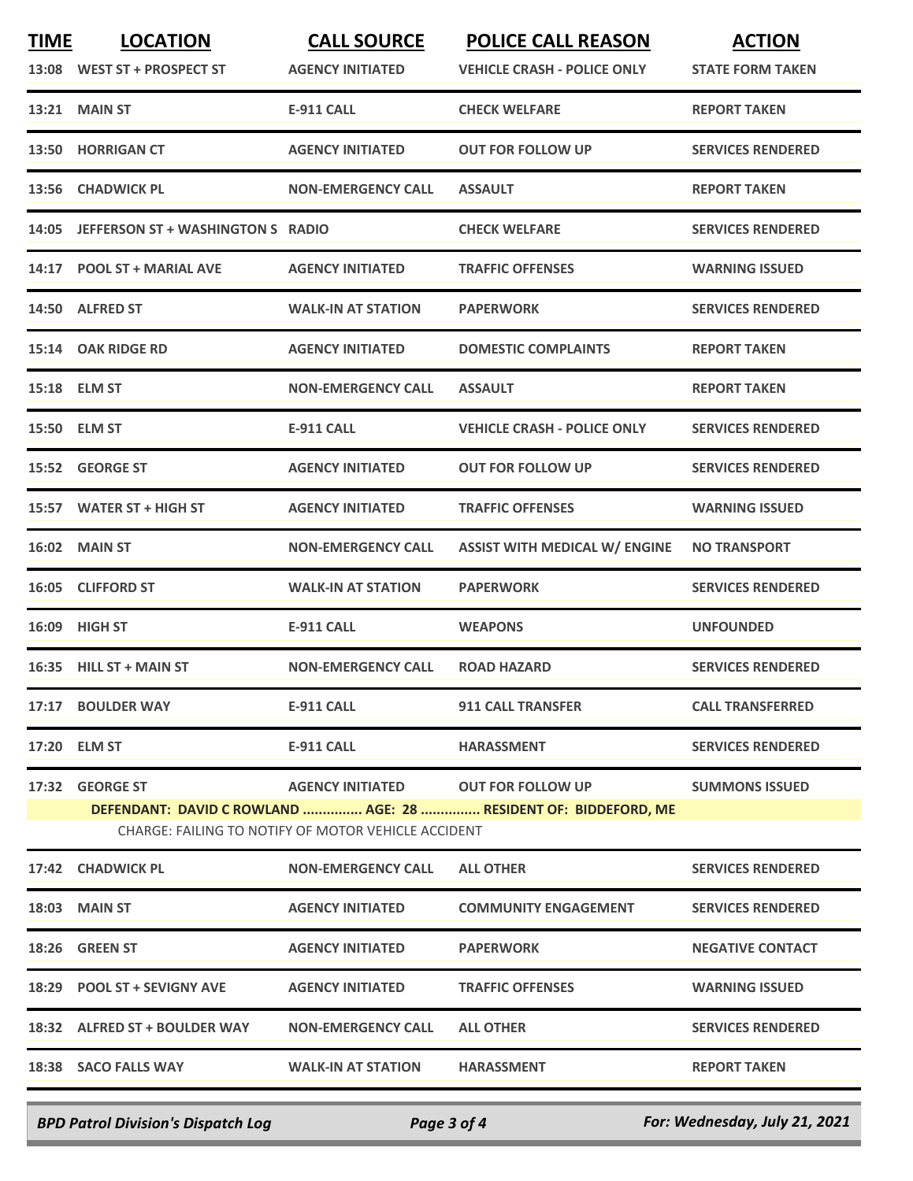| TIME | LOCATION | CALL SOURCE | POLICE CALL REASON | ACTION |
|---|---|---|---|---|
| 13:08 | WEST ST + PROSPECT ST | AGENCY INITIATED | VEHICLE CRASH - POLICE ONLY | STATE FORM TAKEN |
| 13:21 | MAIN ST | E-911 CALL | CHECK WELFARE | REPORT TAKEN |
| 13:50 | HORRIGAN CT | AGENCY INITIATED | OUT FOR FOLLOW UP | SERVICES RENDERED |
| 13:56 | CHADWICK PL | NON-EMERGENCY CALL | ASSAULT | REPORT TAKEN |
| 14:05 | JEFFERSON ST + WASHINGTON S | RADIO | CHECK WELFARE | SERVICES RENDERED |
| 14:17 | POOL ST + MARIAL AVE | AGENCY INITIATED | TRAFFIC OFFENSES | WARNING ISSUED |
| 14:50 | ALFRED ST | WALK-IN AT STATION | PAPERWORK | SERVICES RENDERED |
| 15:14 | OAK RIDGE RD | AGENCY INITIATED | DOMESTIC COMPLAINTS | REPORT TAKEN |
| 15:18 | ELM ST | NON-EMERGENCY CALL | ASSAULT | REPORT TAKEN |
| 15:50 | ELM ST | E-911 CALL | VEHICLE CRASH - POLICE ONLY | SERVICES RENDERED |
| 15:52 | GEORGE ST | AGENCY INITIATED | OUT FOR FOLLOW UP | SERVICES RENDERED |
| 15:57 | WATER ST + HIGH ST | AGENCY INITIATED | TRAFFIC OFFENSES | WARNING ISSUED |
| 16:02 | MAIN ST | NON-EMERGENCY CALL | ASSIST WITH MEDICAL W/ ENGINE | NO TRANSPORT |
| 16:05 | CLIFFORD ST | WALK-IN AT STATION | PAPERWORK | SERVICES RENDERED |
| 16:09 | HIGH ST | E-911 CALL | WEAPONS | UNFOUNDED |
| 16:35 | HILL ST + MAIN ST | NON-EMERGENCY CALL | ROAD HAZARD | SERVICES RENDERED |
| 17:17 | BOULDER WAY | E-911 CALL | 911 CALL TRANSFER | CALL TRANSFERRED |
| 17:20 | ELM ST | E-911 CALL | HARASSMENT | SERVICES RENDERED |
| 17:32 | GEORGE ST | AGENCY INITIATED | OUT FOR FOLLOW UP | SUMMONS ISSUED |
| | DEFENDANT: DAVID C ROWLAND ............... AGE: 28 ............... RESIDENT OF: BIDDEFORD, ME | | | |
| | CHARGE: FAILING TO NOTIFY OF MOTOR VEHICLE ACCIDENT | | | |
| 17:42 | CHADWICK PL | NON-EMERGENCY CALL | ALL OTHER | SERVICES RENDERED |
| 18:03 | MAIN ST | AGENCY INITIATED | COMMUNITY ENGAGEMENT | SERVICES RENDERED |
| 18:26 | GREEN ST | AGENCY INITIATED | PAPERWORK | NEGATIVE CONTACT |
| 18:29 | POOL ST + SEVIGNY AVE | AGENCY INITIATED | TRAFFIC OFFENSES | WARNING ISSUED |
| 18:32 | ALFRED ST + BOULDER WAY | NON-EMERGENCY CALL | ALL OTHER | SERVICES RENDERED |
| 18:38 | SACO FALLS WAY | WALK-IN AT STATION | HARASSMENT | REPORT TAKEN |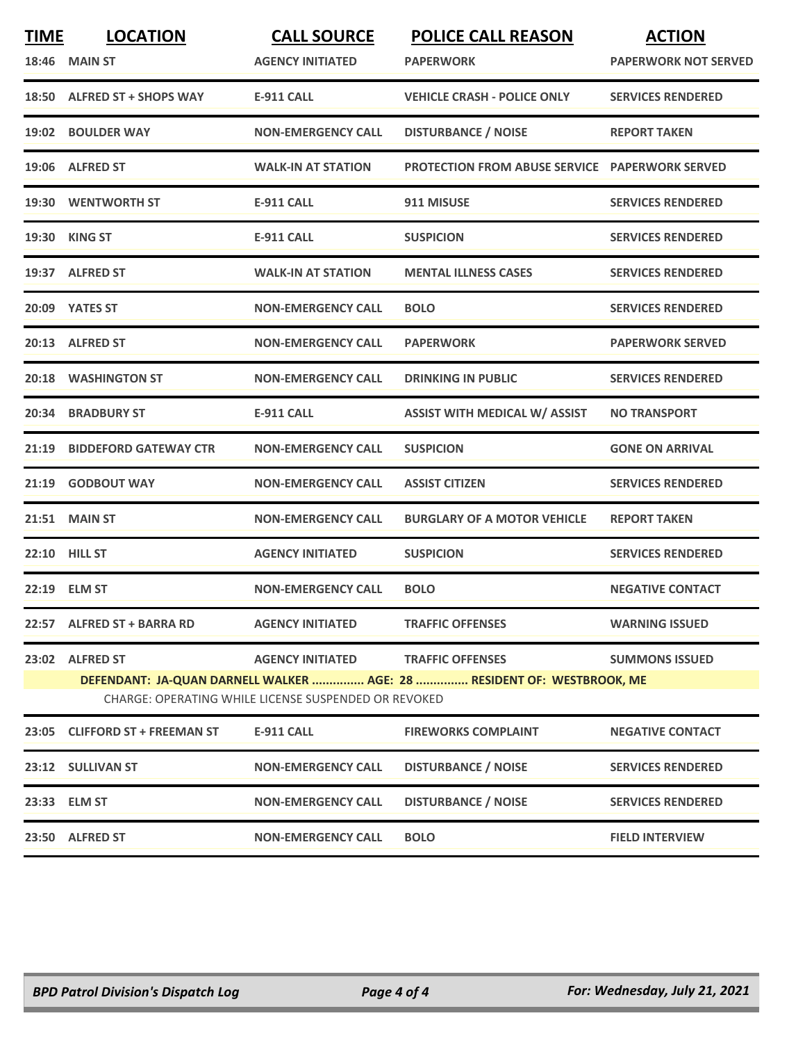| TIME | LOCATION | CALL SOURCE | POLICE CALL REASON | ACTION |
|---|---|---|---|---|
| 18:46 | MAIN ST | AGENCY INITIATED | PAPERWORK | PAPERWORK NOT SERVED |
| 18:50 | ALFRED ST + SHOPS WAY | E-911 CALL | VEHICLE CRASH - POLICE ONLY | SERVICES RENDERED |
| 19:02 | BOULDER WAY | NON-EMERGENCY CALL | DISTURBANCE / NOISE | REPORT TAKEN |
| 19:06 | ALFRED ST | WALK-IN AT STATION | PROTECTION FROM ABUSE SERVICE | PAPERWORK SERVED |
| 19:30 | WENTWORTH ST | E-911 CALL | 911 MISUSE | SERVICES RENDERED |
| 19:30 | KING ST | E-911 CALL | SUSPICION | SERVICES RENDERED |
| 19:37 | ALFRED ST | WALK-IN AT STATION | MENTAL ILLNESS CASES | SERVICES RENDERED |
| 20:09 | YATES ST | NON-EMERGENCY CALL | BOLO | SERVICES RENDERED |
| 20:13 | ALFRED ST | NON-EMERGENCY CALL | PAPERWORK | PAPERWORK SERVED |
| 20:18 | WASHINGTON ST | NON-EMERGENCY CALL | DRINKING IN PUBLIC | SERVICES RENDERED |
| 20:34 | BRADBURY ST | E-911 CALL | ASSIST WITH MEDICAL W/ ASSIST | NO TRANSPORT |
| 21:19 | BIDDEFORD GATEWAY CTR | NON-EMERGENCY CALL | SUSPICION | GONE ON ARRIVAL |
| 21:19 | GODBOUT WAY | NON-EMERGENCY CALL | ASSIST CITIZEN | SERVICES RENDERED |
| 21:51 | MAIN ST | NON-EMERGENCY CALL | BURGLARY OF A MOTOR VEHICLE | REPORT TAKEN |
| 22:10 | HILL ST | AGENCY INITIATED | SUSPICION | SERVICES RENDERED |
| 22:19 | ELM ST | NON-EMERGENCY CALL | BOLO | NEGATIVE CONTACT |
| 22:57 | ALFRED ST + BARRA RD | AGENCY INITIATED | TRAFFIC OFFENSES | WARNING ISSUED |
| 23:02 | ALFRED ST | AGENCY INITIATED | TRAFFIC OFFENSES | SUMMONS ISSUED |
| | DEFENDANT: JA-QUAN DARNELL WALKER ............... AGE: 28 ............... RESIDENT OF: WESTBROOK, ME<br>CHARGE: OPERATING WHILE LICENSE SUSPENDED OR REVOKED | | | |
| 23:05 | CLIFFORD ST + FREEMAN ST | E-911 CALL | FIREWORKS COMPLAINT | NEGATIVE CONTACT |
| 23:12 | SULLIVAN ST | NON-EMERGENCY CALL | DISTURBANCE / NOISE | SERVICES RENDERED |
| 23:33 | ELM ST | NON-EMERGENCY CALL | DISTURBANCE / NOISE | SERVICES RENDERED |
| 23:50 | ALFRED ST | NON-EMERGENCY CALL | BOLO | FIELD INTERVIEW |